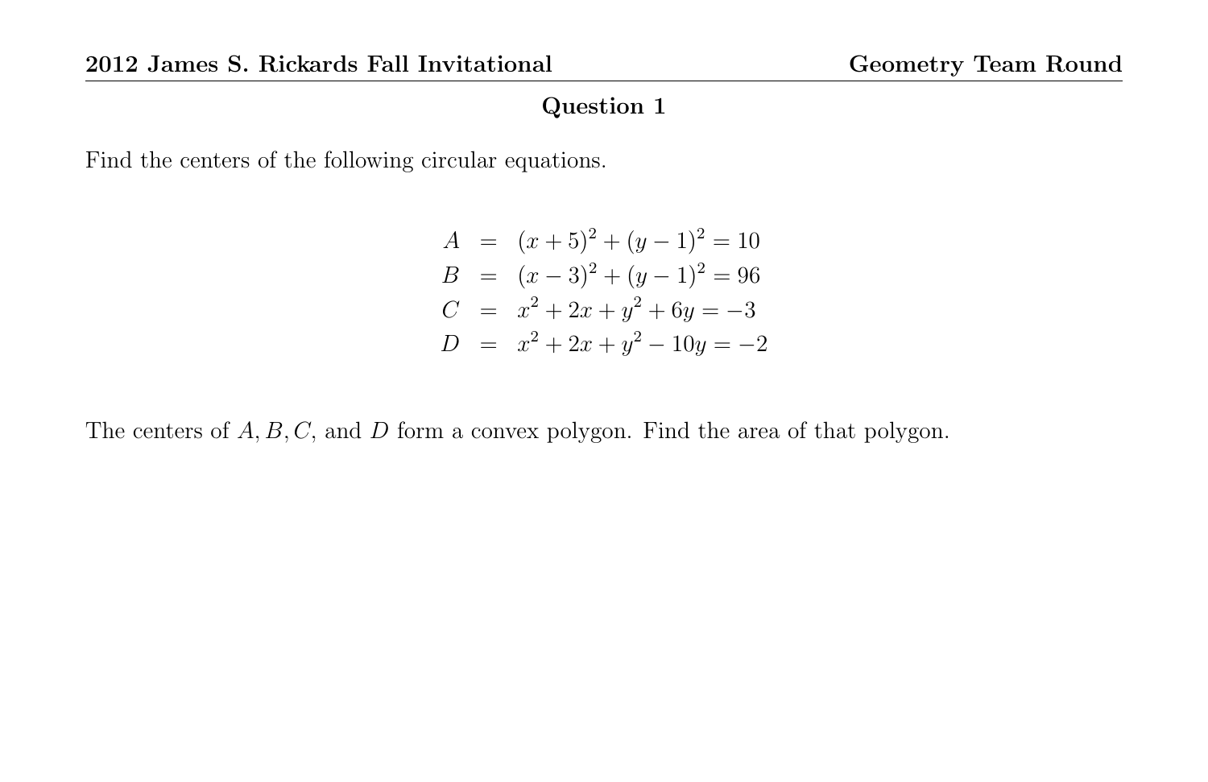## Question 1

Find the centers of the following circular equations.

$$
\begin{aligned}
A &= (x+5)^2 + (y-1)^2 = 10 \\
B &= (x-3)^2 + (y-1)^2 = 96 \\
C &= x^2 + 2x + y^2 + 6y = -3 \\
D &= x^2 + 2x + y^2 - 10y = -2
\end{aligned}
$$

The centers of $A, B, C$, and $D$ form a convex polygon. Find the area of that polygon.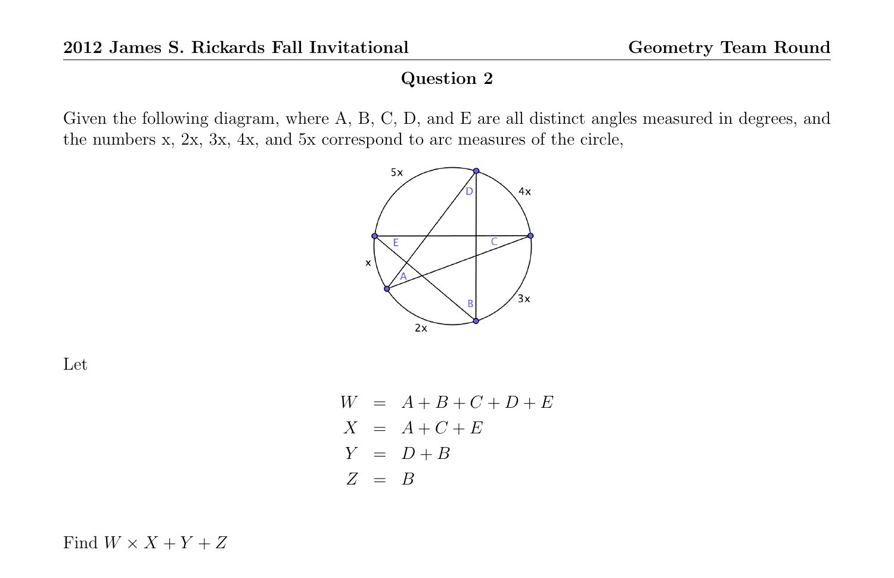## Question 2

Given the following diagram, where A, B, C, D, and E are all distinct angles measured in degrees, and the numbers x, 2x, 3x, 4x, and 5x correspond to arc measures of the circle,

Let

$$
\begin{aligned}
W &= A + B + C + D + E \\
X &= A + C + E \\
Y &= D + B \\
Z &= B
\end{aligned}
$$

Find $W \times X + Y + Z$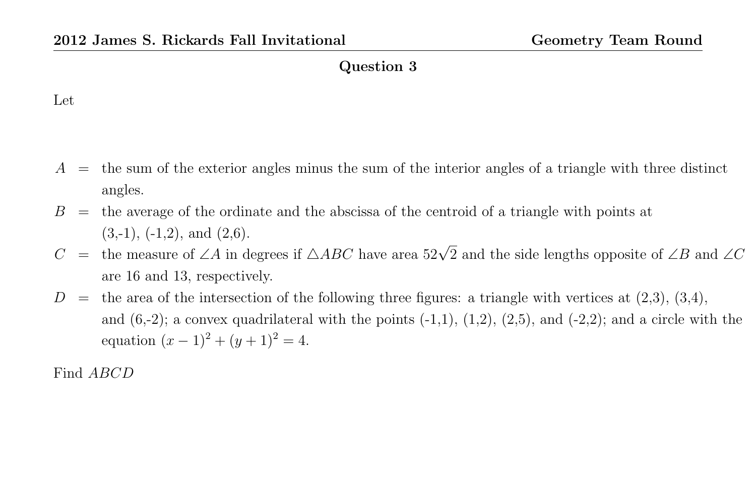## Question 3

Let

$A$ = the sum of the exterior angles minus the sum of the interior angles of a triangle with three distinct angles.

$B$ = the average of the ordinate and the abscissa of the centroid of a triangle with points at (3,-1), (-1,2), and (2,6).

$C$ = the measure of $\angle A$ in degrees if $\triangle ABC$ have area $52\sqrt{2}$ and the side lengths opposite of $\angle B$ and $\angle C$ are 16 and 13, respectively.

$D$ = the area of the intersection of the following three figures: a triangle with vertices at (2,3), (3,4), and (6,-2); a convex quadrilateral with the points (-1,1), (1,2), (2,5), and (-2,2); and a circle with the equation $(x-1)^2 + (y+1)^2 = 4$.

Find $ABCD$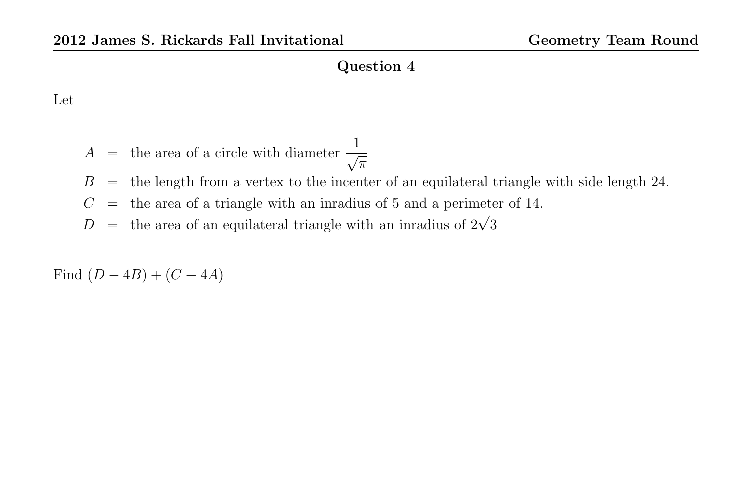## Question 4

Let

$$
\begin{aligned}
A &= \text{the area of a circle with diameter } \frac{1}{\sqrt{\pi}} \\
B &= \text{the length from a vertex to the incenter of an equilateral triangle with side length 24.} \\
C &= \text{the area of a triangle with an inradius of 5 and a perimeter of 14.} \\
D &= \text{the area of an equilateral triangle with an inradius of } 2\sqrt{3}
\end{aligned}
$$

Find $(D - 4B) + (C - 4A)$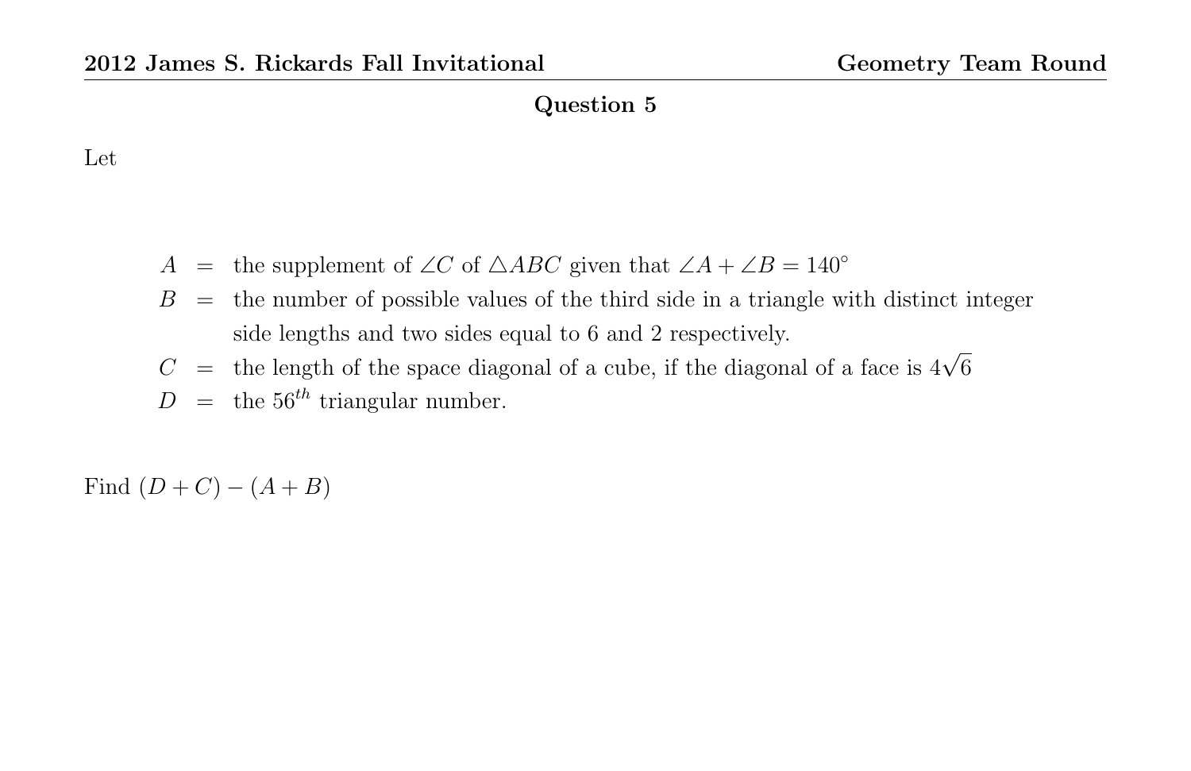## Question 5

Let

$$
\begin{aligned}
A &= \text{the supplement of } \angle C \text{ of } \triangle ABC \text{ given that } \angle A + \angle B = 140^\circ \\
B &= \text{the number of possible values of the third side in a triangle with distinct integer} \\
&\quad\ \text{side lengths and two sides equal to 6 and 2 respectively.} \\
C &= \text{the length of the space diagonal of a cube, if the diagonal of a face is } 4\sqrt{6} \\
D &= \text{the } 56^{th} \text{ triangular number.}
\end{aligned}
$$

Find $(D + C) - (A + B)$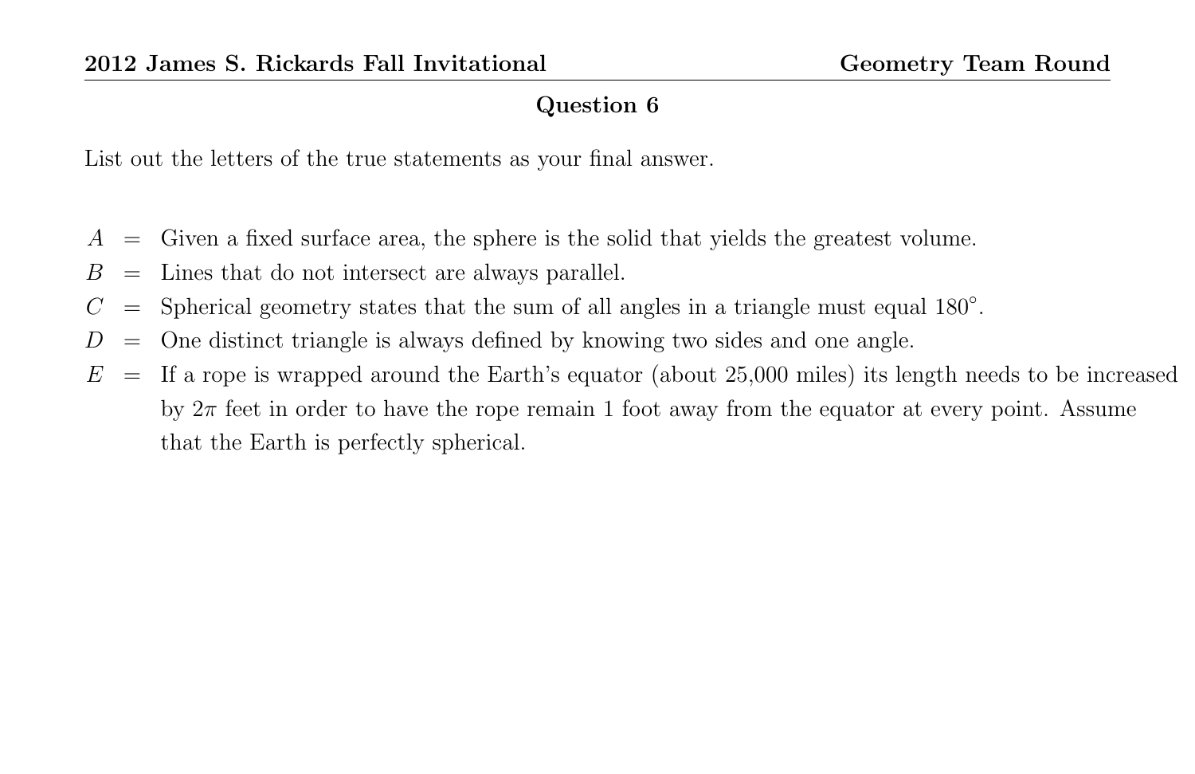## Question 6

List out the letters of the true statements as your final answer.

$A$ = Given a fixed surface area, the sphere is the solid that yields the greatest volume.

$B$ = Lines that do not intersect are always parallel.

$C$ = Spherical geometry states that the sum of all angles in a triangle must equal $180^\circ$.

$D$ = One distinct triangle is always defined by knowing two sides and one angle.

$E$ = If a rope is wrapped around the Earth's equator (about 25,000 miles) its length needs to be increased by $2\pi$ feet in order to have the rope remain 1 foot away from the equator at every point. Assume that the Earth is perfectly spherical.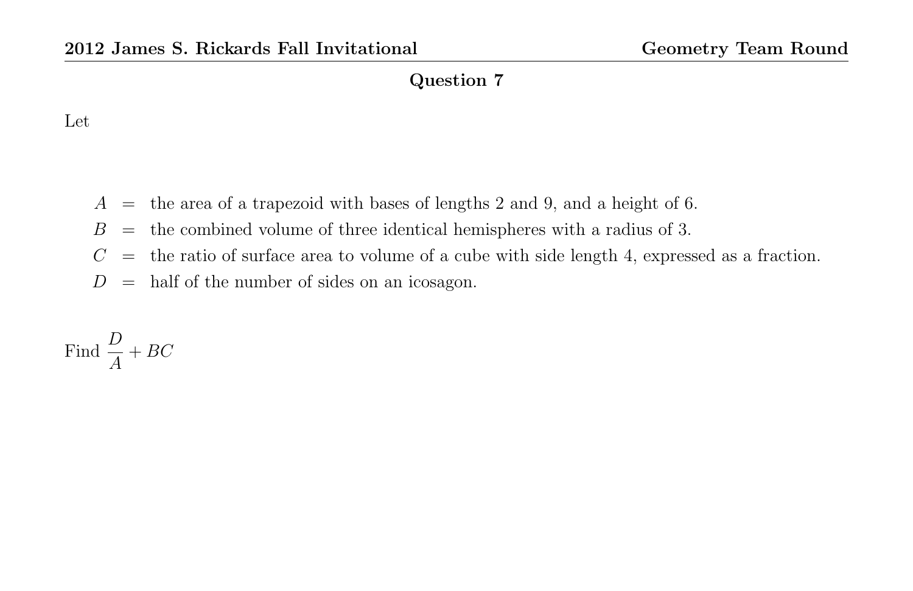## Question 7

Let

$$
\begin{aligned}
A &= \text{the area of a trapezoid with bases of lengths 2 and 9, and a height of 6.} \\
B &= \text{the combined volume of three identical hemispheres with a radius of 3.} \\
C &= \text{the ratio of surface area to volume of a cube with side length 4, expressed as a fraction.} \\
D &= \text{half of the number of sides on an icosagon.}
\end{aligned}
$$

Find $\dfrac{D}{A} + BC$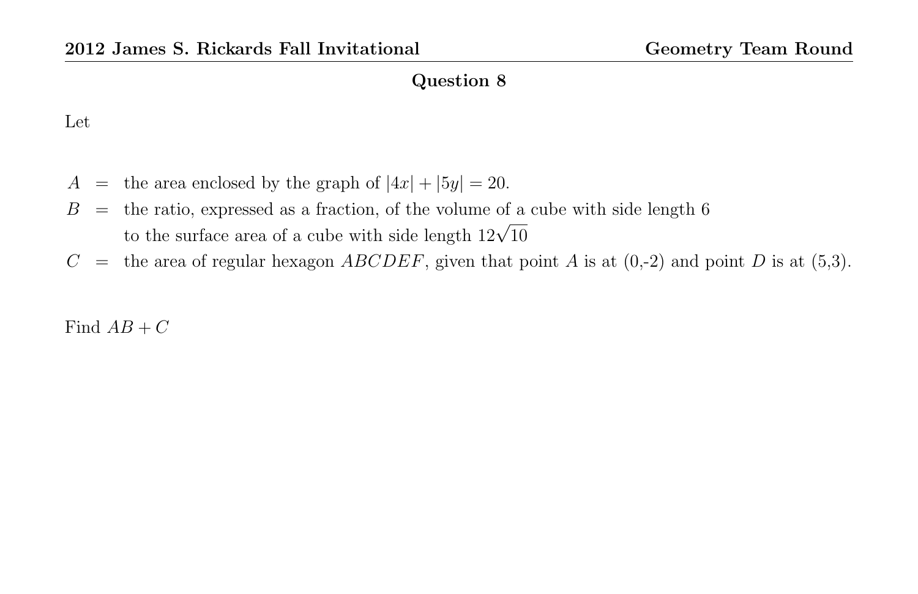## Question 8

Let

$A$ = the area enclosed by the graph of $|4x| + |5y| = 20$.

$B$ = the ratio, expressed as a fraction, of the volume of a cube with side length 6 to the surface area of a cube with side length $12\sqrt{10}$

$C$ = the area of regular hexagon $ABCDEF$, given that point $A$ is at (0,-2) and point $D$ is at (5,3).

Find $AB + C$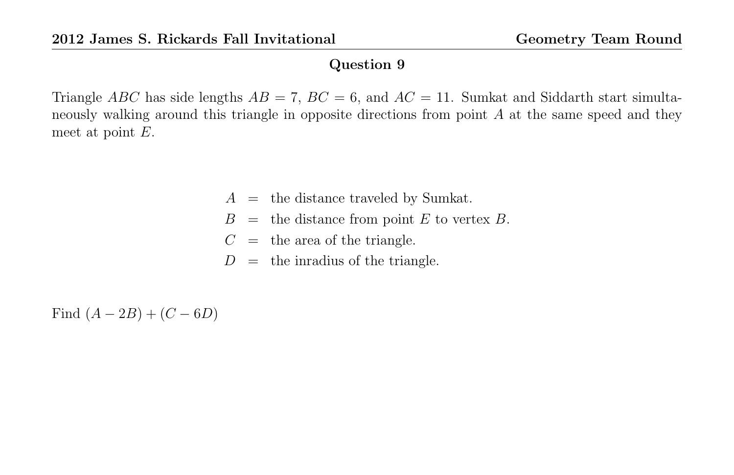## Question 9

Triangle $ABC$ has side lengths $AB = 7$, $BC = 6$, and $AC = 11$. Sumkat and Siddarth start simultaneously walking around this triangle in opposite directions from point $A$ at the same speed and they meet at point $E$.

$$
\begin{aligned}
A &= \text{the distance traveled by Sumkat.} \\
B &= \text{the distance from point } E \text{ to vertex } B. \\
C &= \text{the area of the triangle.} \\
D &= \text{the inradius of the triangle.}
\end{aligned}
$$

Find $(A - 2B) + (C - 6D)$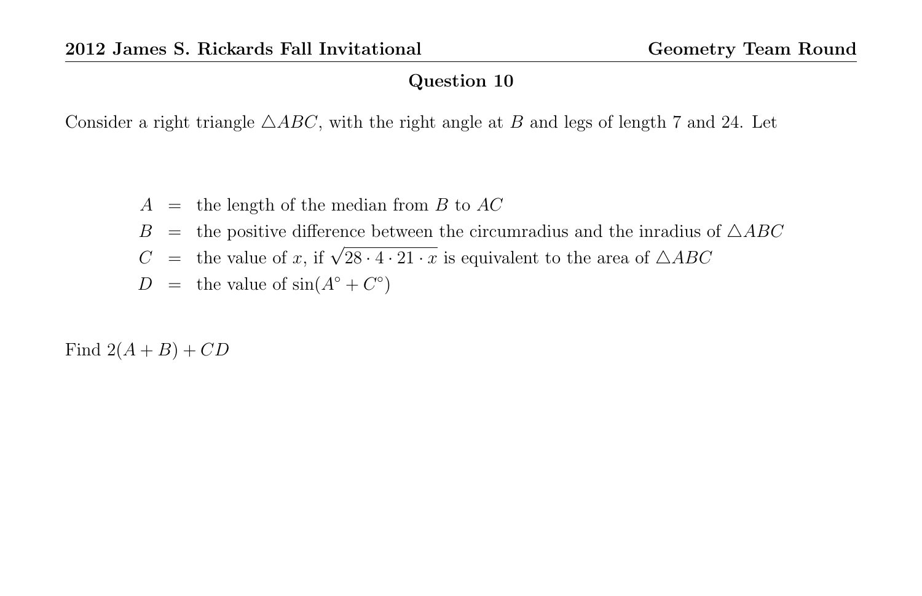## Question 10

Consider a right triangle $\triangle ABC$, with the right angle at $B$ and legs of length 7 and 24. Let

$$
\begin{aligned}
A &= \text{the length of the median from } B \text{ to } AC \\
B &= \text{the positive difference between the circumradius and the inradius of } \triangle ABC \\
C &= \text{the value of } x \text{, if } \sqrt{28 \cdot 4 \cdot 21 \cdot x} \text{ is equivalent to the area of } \triangle ABC \\
D &= \text{the value of } \sin(A^\circ + C^\circ)
\end{aligned}
$$

Find $2(A + B) + CD$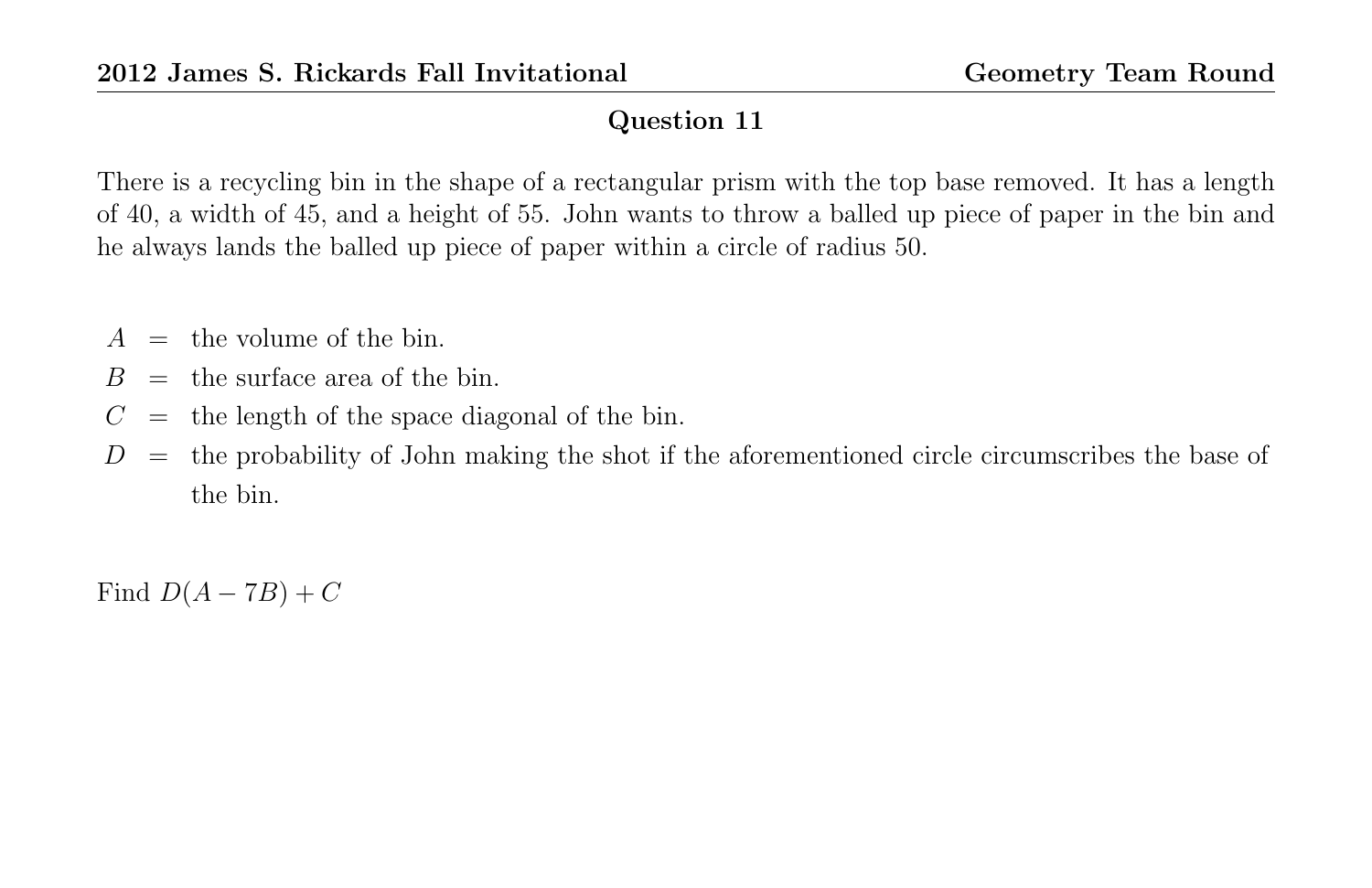## Question 11

There is a recycling bin in the shape of a rectangular prism with the top base removed. It has a length of 40, a width of 45, and a height of 55. John wants to throw a balled up piece of paper in the bin and he always lands the balled up piece of paper within a circle of radius 50.

$A$ = the volume of the bin.

$B$ = the surface area of the bin.

$C$ = the length of the space diagonal of the bin.

$D$ = the probability of John making the shot if the aforementioned circle circumscribes the base of the bin.

Find $D(A - 7B) + C$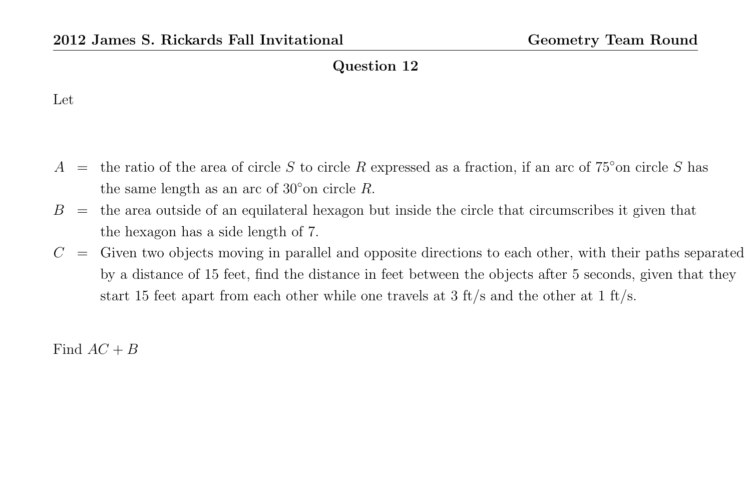## Question 12

Let

$A$ = the ratio of the area of circle $S$ to circle $R$ expressed as a fraction, if an arc of $75^\circ$on circle $S$ has the same length as an arc of $30^\circ$on circle $R$.

$B$ = the area outside of an equilateral hexagon but inside the circle that circumscribes it given that the hexagon has a side length of 7.

$C$ = Given two objects moving in parallel and opposite directions to each other, with their paths separated by a distance of 15 feet, find the distance in feet between the objects after 5 seconds, given that they start 15 feet apart from each other while one travels at 3 ft/s and the other at 1 ft/s.

Find $AC + B$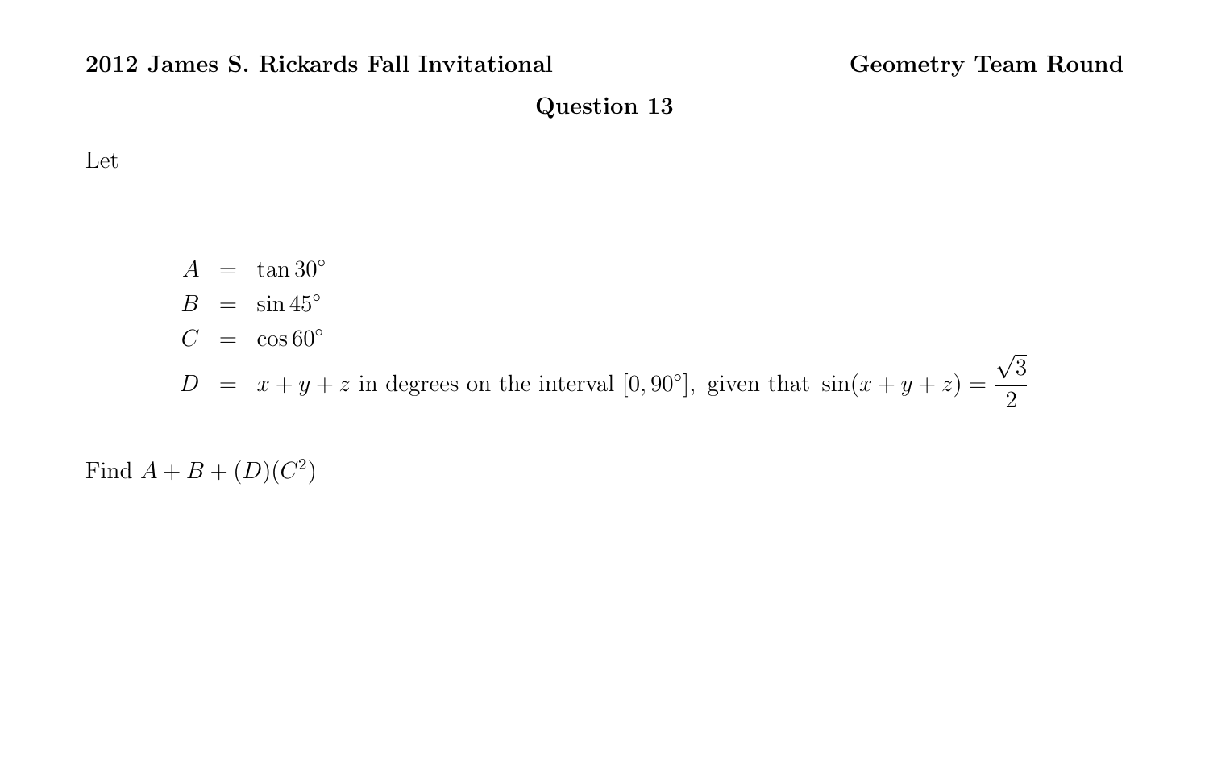## Question 13

Let

$$
\begin{aligned}
A &= \tan 30^\circ \\
B &= \sin 45^\circ \\
C &= \cos 60^\circ \\
D &= x + y + z \text{ in degrees on the interval } [0, 90^\circ], \text{ given that } \sin(x+y+z) = \frac{\sqrt{3}}{2}
\end{aligned}
$$

Find $A + B + (D)(C^2)$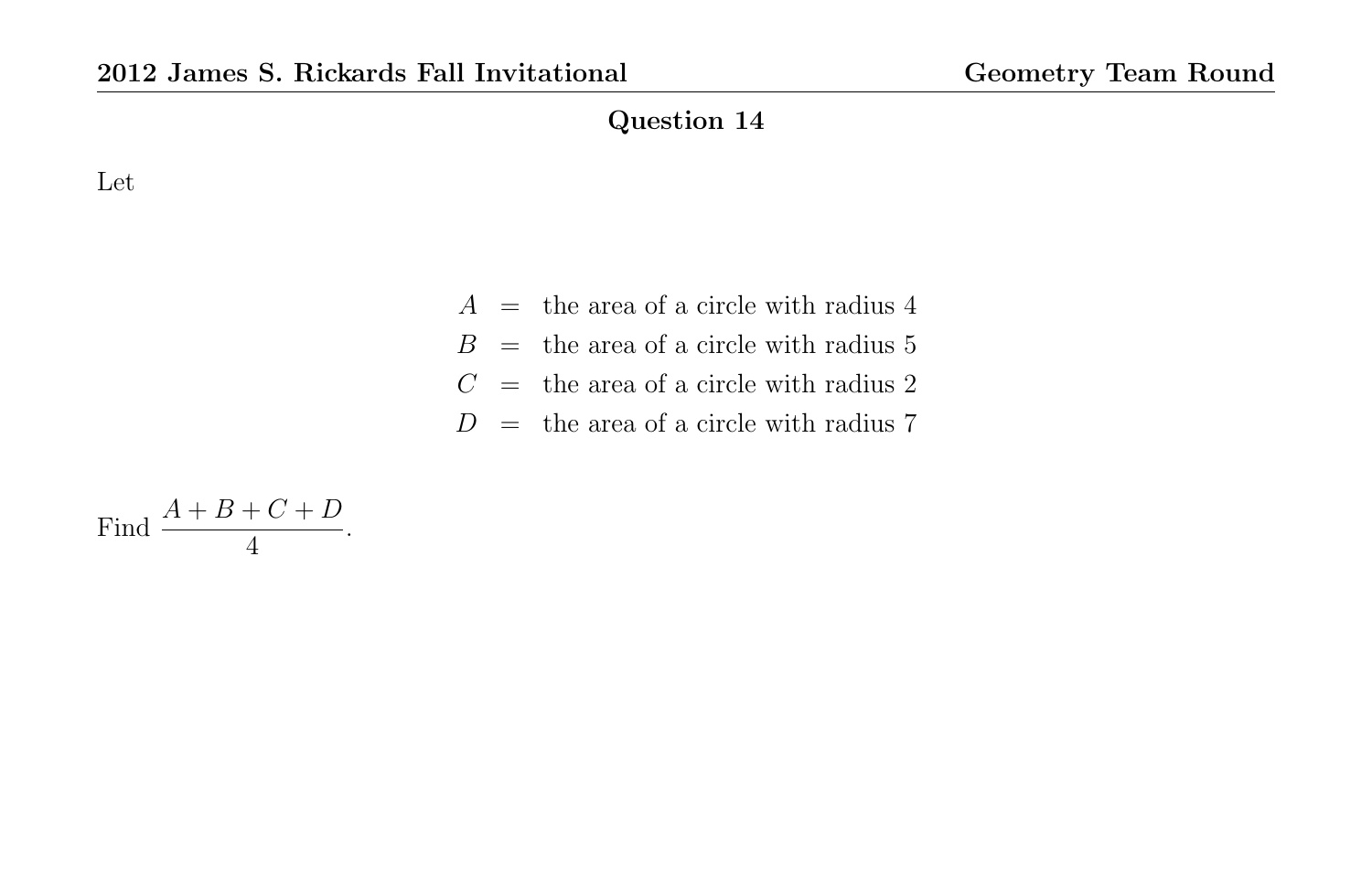## Question 14

Let

$$
\begin{aligned}
A &= \text{the area of a circle with radius } 4 \\
B &= \text{the area of a circle with radius } 5 \\
C &= \text{the area of a circle with radius } 2 \\
D &= \text{the area of a circle with radius } 7
\end{aligned}
$$

Find $\dfrac{A+B+C+D}{4}$.